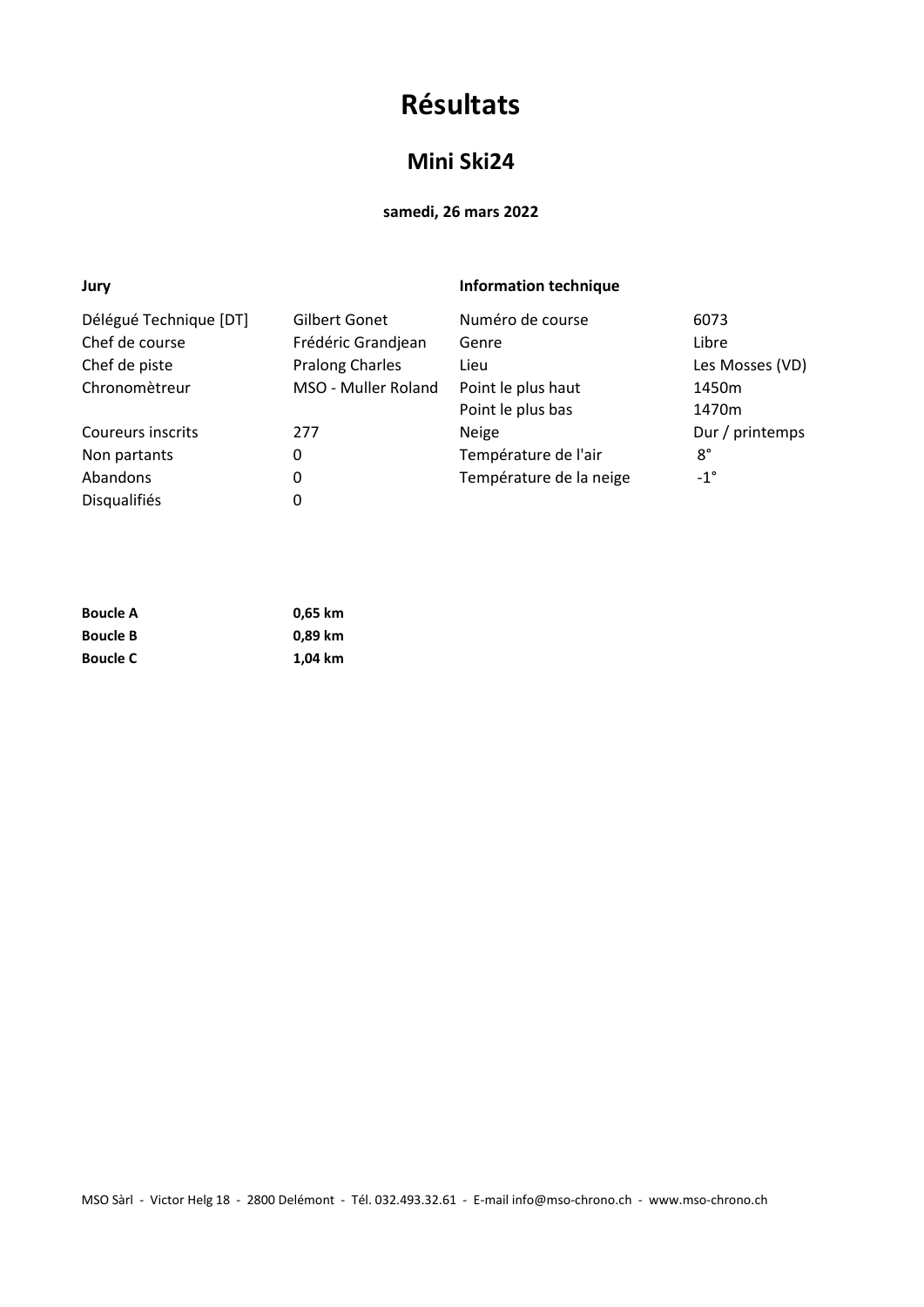# Résultats

## Mini Ski24

**samedi, 26 mars 2022**

| **Jury** | | **Information technique** | |
|---|---|---|---|
| Délégué Technique [DT] | Gilbert Gonet | Numéro de course | 6073 |
| Chef de course | Frédéric Grandjean | Genre | Libre |
| Chef de piste | Pralong Charles | Lieu | Les Mosses (VD) |
| Chronomètreur | MSO - Muller Roland | Point le plus haut | 1450m |
| | | Point le plus bas | 1470m |
| Coureurs inscrits | 277 | Neige | Dur / printemps |
| Non partants | 0 | Température de l'air | 8° |
| Abandons | 0 | Température de la neige | -1° |
| Disqualifiés | 0 | | |

| | |
|---|---|
| **Boucle A** | **0,65 km** |
| **Boucle B** | **0,89 km** |
| **Boucle C** | **1,04 km** |

MSO Sàrl - Victor Helg 18 - 2800 Delémont - Tél. 032.493.32.61 - E-mail info@mso-chrono.ch - www.mso-chrono.ch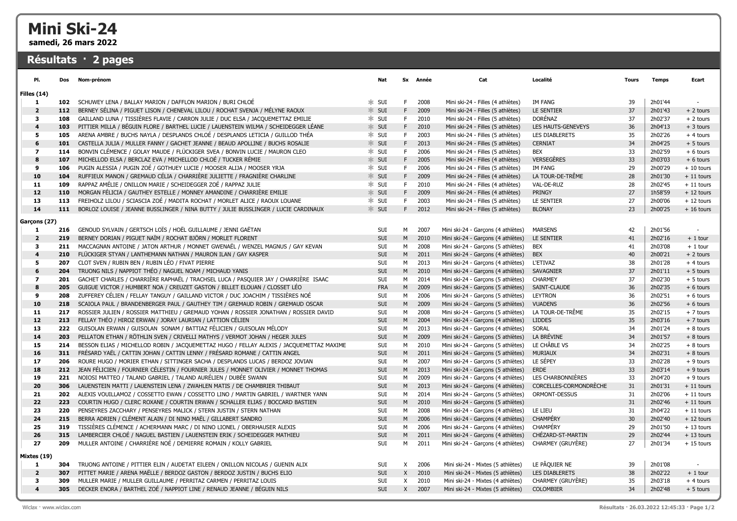# Mini Ski-24

**samedi, 26 mars 2022**

## Résultats · 2 pages

| Pl. | Dos | Nom-prénom | Nat | Sx | Année | Cat | Localité | Tours | Temps | Ecart |
|---|---|---|---|---|---|---|---|---|---|---|
| **Filles (14)** | | | | | | | | | | |
| 1 | 102 | SCHUWEY LENA / BALLAY MARION / DAFFLON MARION / BURI CHLOÉ | SUI | F | 2008 | Mini ski-24 - Filles (4 athlètes) | IM FANG | 39 | 2h01'44 | - |
| 2 | 112 | BERNEY SÉLINA / PIGUET LISON / CHENEVAL LILOU / ROCHAT SVENJA / MÉLYNE RAOUX | SUI | F | 2009 | Mini ski-24 - Filles (5 athlètes) | LE SENTIER | 37 | 2h01'43 | + 2 tours |
| 3 | 108 | GAILLAND LUNA / TISSIÈRES FLAVIE / CARRON JULIE / DUC ELSA / JACQUEMETTAZ EMILIE | SUI | F | 2010 | Mini ski-24 - Filles (5 athlètes) | DORÉNAZ | 37 | 2h02'37 | + 2 tours |
| 4 | 103 | PITTIER MILLA / BÉGUIN FLORE / BARTHEL LUCIE / LAUENSTEIN WILMA / SCHEIDEGGER LÉANE | SUI | F | 2010 | Mini ski-24 - Filles (5 athlètes) | LES HAUTS-GENEVEYS | 36 | 2h04'13 | + 3 tours |
| 5 | 105 | ARENA AMBRE / BUCHS NAYLA / DESPLANDS CHLOÉ / DESPLANDS LETICIA / GUILLOD THÉA | SUI | F | 2003 | Mini ski-24 - Filles (5 athlètes) | LES DIABLERETS | 35 | 2h02'26 | + 4 tours |
| 6 | 101 | CASTELLA JULIA / MULLER FANNY / GACHET JEANNE / BEAUD APOLLINE / BUCHS ROSALIE | SUI | F | 2013 | Mini ski-24 - Filles (5 athlètes) | CERNIAT | 34 | 2h04'25 | + 5 tours |
| 7 | 114 | BONVIN CLÉMENCE / GOLAY MAUDE / FLÜCKIGER SVEA / BONVIN LUCIE / MAURON CLEO | SUI | F | 2006 | Mini ski-24 - Filles (5 athlètes) | BEX | 33 | 2h02'59 | + 6 tours |
| 8 | 107 | MICHELLOD ELSA / BERCLAZ EVA / MICHELLOD CHLOÉ / TUCKER RÉMIE | SUI | F | 2005 | Mini ski-24 - Filles (4 athlètes) | VERSEGÈRES | 33 | 2h03'03 | + 6 tours |
| 9 | 106 | PUGIN ALESSIA / PUGIN ZOÉ / GOTHUEY LUCIE / MOOSER ALIJA / MOOSER YRJA | SUI | F | 2006 | Mini ski-24 - Filles (5 athlètes) | IM FANG | 29 | 2h00'29 | + 10 tours |
| 10 | 104 | RUFFIEUX MANON / GREMAUD CÉLIA / CHARRIÈRE JULIETTE / FRAGNIÈRE CHARLINE | SUI | F | 2009 | Mini ski-24 - Filles (4 athlètes) | LA TOUR-DE-TRÊME | 28 | 2h01'30 | + 11 tours |
| 11 | 109 | RAPPAZ AMÉLIE / ONILLON MARIE / SCHEIDEGGER ZOÉ / RAPPAZ JULIE | SUI | F | 2010 | Mini ski-24 - Filles (4 athlètes) | VAL-DE-RUZ | 28 | 2h02'45 | + 11 tours |
| 12 | 110 | MORGAN FÉLICIA / GAUTHEY ESTELLE / MONNEY AMANDINE / CHARRIÈRE EMILIE | SUI | F | 2009 | Mini ski-24 - Filles (4 athlètes) | PRINGY | 27 | 1h58'59 | + 12 tours |
| 13 | 113 | FREIHOLZ LILOU / SCIASCIA ZOÉ / MADITA ROCHAT / MORLET ALICE / RAOUX LOUANE | SUI | F | 2003 | Mini ski-24 - Filles (5 athlètes) | LE SENTIER | 27 | 2h00'06 | + 12 tours |
| 14 | 111 | BORLOZ LOUISE / JEANNE BUSSLINGER / NINA BUTTY / JULIE BUSSLINGER / LUCIE CARDINAUX | SUI | F | 2012 | Mini ski-24 - Filles (5 athlètes) | BLONAY | 23 | 2h00'25 | + 16 tours |
| **Garçons (27)** | | | | | | | | | | |
| 1 | 216 | GENOUD SYLVAIN / GERTSCH LOÏS / HOËL GUILLAUME / JENNI GAËTAN | SUI | M | 2007 | Mini ski-24 - Garçons (4 athlètes) | MARSENS | 42 | 2h01'56 | - |
| 2 | 219 | BERNEY DORIAN / PIGUET NAÏM / ROCHAT BJÖRN / MORLET FLORENT | SUI | M | 2010 | Mini ski-24 - Garçons (4 athlètes) | LE SENTIER | 41 | 2h02'16 | + 1 tour |
| 3 | 211 | MACCAGNAN ANTOINE / JATON ARTHUR / MONNET GWENAËL / WENZEL MAGNUS / GAY KEVAN | SUI | M | 2008 | Mini ski-24 - Garçons (5 athlètes) | BEX | 41 | 2h03'08 | + 1 tour |
| 4 | 210 | FLÜCKIGER STYAN / LANTHEMANN NATHAN / MAURON ILAN / GAY KASPER | SUI | M | 2011 | Mini ski-24 - Garçons (4 athlètes) | BEX | 40 | 2h00'21 | + 2 tours |
| 5 | 207 | CLOT SVEN / RUBIN BEN / RUBIN LÉO / FIVAT PIERRE | SUI | M | 2013 | Mini ski-24 - Garçons (4 athlètes) | L'ETIVAZ | 38 | 2h01'28 | + 4 tours |
| 6 | 204 | TRUONG NILS / NAPPIOT THÉO / NAGUEL NOAM / MICHAUD YANIS | SUI | M | 2010 | Mini ski-24 - Garçons (4 athlètes) | SAVAGNIER | 37 | 2h01'11 | + 5 tours |
| 7 | 201 | GACHET CHARLES / CHARRIÈRE RAPHAËL / TRACHSEL LUCA / PASQUIER JAY / CHARRIÈRE ISAAC | SUI | M | 2014 | Mini ski-24 - Garçons (5 athlètes) | CHARMEY | 37 | 2h02'30 | + 5 tours |
| 8 | 205 | GUIGUE VICTOR / HUMBERT NOA / CREUZET GASTON / BILLET ELOUAN / CLOSSET LÉO | FRA | M | 2009 | Mini ski-24 - Garçons (5 athlètes) | SAINT-CLAUDE | 36 | 2h02'35 | + 6 tours |
| 9 | 208 | ZUFFEREY CÉLIEN / FELLAY TANGUY / GAILLAND VICTOR / DUC JOACHIM / TISSIÈRES NOÉ | SUI | M | 2006 | Mini ski-24 - Garçons (5 athlètes) | LEYTRON | 36 | 2h02'51 | + 6 tours |
| 10 | 218 | SCAIOLA PAUL / BRANDENBERGER PAUL / GAUTHEY TIM / GREMAUD ROBIN / GREMAUD OSCAR | SUI | M | 2009 | Mini ski-24 - Garçons (5 athlètes) | VUADENS | 36 | 2h02'56 | + 6 tours |
| 11 | 217 | ROSSIER JULIEN / ROSSIER MATTHIEU / GREMAUD YOHAN / ROSSIER JONATHAN / ROSSIER DAVID | SUI | M | 2008 | Mini ski-24 - Garçons (5 athlètes) | LA TOUR-DE-TRÊME | 35 | 2h02'15 | + 7 tours |
| 12 | 213 | FELLAY THÉO / HIROZ ERWAN / JORAY LAURIAN / LATTION CÉLIEN | SUI | M | 2004 | Mini ski-24 - Garçons (4 athlètes) | LIDDES | 35 | 2h03'16 | + 7 tours |
| 13 | 222 | GUISOLAN ERWAN / GUISOLAN SONAM / BATTIAZ FÉLICIEN / GUISOLAN MÉLODY | SUI | M | 2013 | Mini ski-24 - Garçons (4 athlètes) | SORAL | 34 | 2h01'24 | + 8 tours |
| 14 | 203 | PELLATON ETHAN / RÖTHLIN SVEN / CRIVELLI MATHYS / VERMOT JOHAN / HEGER JULES | SUI | M | 2009 | Mini ski-24 - Garçons (5 athlètes) | LA BRÉVINE | 34 | 2h01'57 | + 8 tours |
| 15 | 214 | BESSON ELIAS / MICHELLOD ROBIN / JACQUEMETTAZ HUGO / FELLAY ALEXIS / JACQUEMETTAZ MAXIME | SUI | M | 2010 | Mini ski-24 - Garçons (5 athlètes) | LE CHÂBLE VS | 34 | 2h02'25 | + 8 tours |
| 16 | 311 | FRÉSARD YAËL / CATTIN JOHAN / CATTIN LENNY / FRÉSARD ROMANE / CATTIN ANGEL | SUI | M | 2011 | Mini ski-24 - Garçons (5 athlètes) | MURIAUX | 34 | 2h02'31 | + 8 tours |
| 17 | 206 | ROURE HUGO / MORIER ETHAN / SITTINGER SACHA / DESPLANDS LUCAS / BERDOZ JOVIAN | SUI | M | 2007 | Mini ski-24 - Garçons (5 athlètes) | LE SÉPEY | 33 | 2h02'28 | + 9 tours |
| 18 | 212 | JEAN FÉLICIEN / FOURNIER CÉLESTIN / FOURNIER JULES / MONNET OLIVIER / MONNET THOMAS | SUI | M | 2013 | Mini ski-24 - Garçons (5 athlètes) | ERDE | 33 | 2h03'14 | + 9 tours |
| 19 | 221 | NOIOSI MATTEO / TALAND GABRIEL / TALAND AURÉLIEN / DUBÉE SWANN | SUI | M | 2009 | Mini ski-24 - Garçons (4 athlètes) | LES CHARBONNIÈRES | 33 | 2h04'20 | + 9 tours |
| 20 | 306 | LAUENSTEIN MATTI / LAUENSTEIN LENA / ZWAHLEN MATIS / DE CHAMBRIER THIBAUT | SUI | M | 2013 | Mini ski-24 - Garçons (4 athlètes) | CORCELLES-CORMONDRÈCHE | 31 | 2h01'31 | + 11 tours |
| 21 | 202 | ALEXIS VOUILLAMOZ / COSSETTO EWAN / COSSETTO LINO / MARTIN GABRIEL / WARTNER YANN | SUI | M | 2014 | Mini ski-24 - Garçons (5 athlètes) | ORMONT-DESSUS | 31 | 2h02'06 | + 11 tours |
| 22 | 223 | COURTIN HUGO / CLERC ROXANE / COURTIN ERWAN / SCHALLER ELIAS / BOCCARD BASTIEN | SUI | M | 2010 | Mini ski-24 - Garçons (5 athlètes) | | 31 | 2h02'46 | + 11 tours |
| 23 | 220 | PENSEYRES ZACCHARY / PENSEYRES MALICK / STERN JUSTIN / STERN NATHAN | SUI | M | 2008 | Mini ski-24 - Garçons (4 athlètes) | LE LIEU | 31 | 2h04'22 | + 11 tours |
| 24 | 215 | BERRA ADRIEN / CLÉMENT ALAIN / DI NINO MAËL / GILLABERT SANDRO | SUI | M | 2006 | Mini ski-24 - Garçons (4 athlètes) | CHAMPÉRY | 30 | 2h02'40 | + 12 tours |
| 25 | 319 | TISSIÈRES CLÉMENCE / ACHERMANN MARC / DI NINO LIONEL / OBERHAUSER ALEXIS | SUI | M | 2006 | Mini ski-24 - Garçons (4 athlètes) | CHAMPÉRY | 29 | 2h01'50 | + 13 tours |
| 26 | 315 | LAMBERCIER CHLOÉ / NAGUEL BASTIEN / LAUENSTEIN ERIK / SCHEIDEGGER MATHIEU | SUI | M | 2011 | Mini ski-24 - Garçons (4 athlètes) | CHÉZARD-ST-MARTIN | 29 | 2h02'44 | + 13 tours |
| 27 | 209 | MULLER ANTOINE / CHARRIÈRE NOÉ / DEMIERRE ROMAIN / KOLLY GABRIEL | SUI | M | 2011 | Mini ski-24 - Garçons (4 athlètes) | CHARMEY (GRUYÈRE) | 27 | 2h01'34 | + 15 tours |
| **Mixtes (19)** | | | | | | | | | | |
| 1 | 304 | TRUONG ANTOINE / PITTIER ELIN / AUDETAT EILEEN / ONILLON NICOLAS / GUENIN ALIX | SUI | X | 2006 | Mini ski-24 - Mixtes (5 athlètes) | LE PÂQUIER NE | 39 | 2h01'08 | - |
| 2 | 307 | PITTET MARIE / ARENA MAËLLE / BERDOZ GASTON / BERDOZ JUSTIN / BUCHS ELIO | SUI | X | 2010 | Mini ski-24 - Mixtes (5 athlètes) | LES DIABLERETS | 38 | 2h02'22 | + 1 tour |
| 3 | 309 | MULLER MARIE / MULLER GUILLAUME / PERRITAZ CARMEN / PERRITAZ LOUIS | SUI | X | 2010 | Mini ski-24 - Mixtes (4 athlètes) | CHARMEY (GRUYÈRE) | 35 | 2h03'18 | + 4 tours |
| 4 | 305 | DECKER ENORA / BARTHEL ZOÉ / NAPPIOT LINE / RENAUD JEANNE / BÉGUIN NILS | SUI | X | 2007 | Mini ski-24 - Mixtes (5 athlètes) | COLOMBIER | 34 | 2h02'48 | + 5 tours |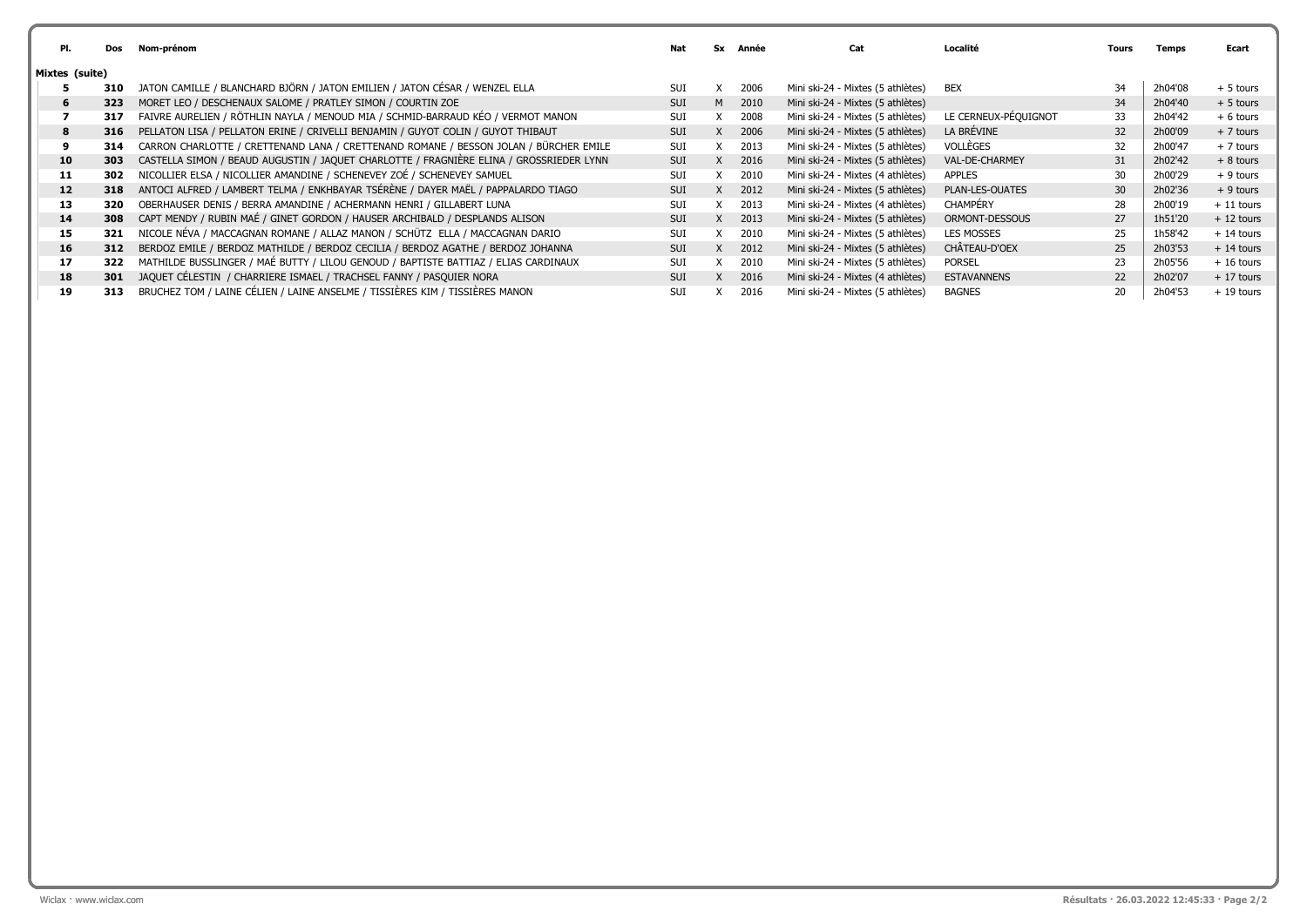| Pl. | Dos | Nom-prénom | Nat | Sx | Année | Cat | Localité | Tours | Temps | Ecart |
|---|---|---|---|---|---|---|---|---|---|---|
| **Mixtes (suite)** | | | | | | | | | | |
| **5** | **310** | JATON CAMILLE / BLANCHARD BJÖRN / JATON EMILIEN / JATON CÉSAR / WENZEL ELLA | SUI | X | 2006 | Mini ski-24 - Mixtes (5 athlètes) | BEX | 34 | 2h04'08 | + 5 tours |
| **6** | **323** | MORET LEO / DESCHENAUX SALOME / PRATLEY SIMON / COURTIN ZOE | SUI | M | 2010 | Mini ski-24 - Mixtes (5 athlètes) | | 34 | 2h04'40 | + 5 tours |
| **7** | **317** | FAIVRE AURELIEN / RÖTHLIN NAYLA / MENOUD MIA / SCHMID-BARRAUD KÉO / VERMOT MANON | SUI | X | 2008 | Mini ski-24 - Mixtes (5 athlètes) | LE CERNEUX-PÉQUIGNOT | 33 | 2h04'42 | + 6 tours |
| **8** | **316** | PELLATON LISA / PELLATON ERINE / CRIVELLI BENJAMIN / GUYOT COLIN / GUYOT THIBAUT | SUI | X | 2006 | Mini ski-24 - Mixtes (5 athlètes) | LA BRÉVINE | 32 | 2h00'09 | + 7 tours |
| **9** | **314** | CARRON CHARLOTTE / CRETTENAND LANA / CRETTENAND ROMANE / BESSON JOLAN / BÜRCHER EMILE | SUI | X | 2013 | Mini ski-24 - Mixtes (5 athlètes) | VOLLÈGES | 32 | 2h00'47 | + 7 tours |
| **10** | **303** | CASTELLA SIMON / BEAUD AUGUSTIN / JAQUET CHARLOTTE / FRAGNIÈRE ELINA / GROSSRIEDER LYNN | SUI | X | 2016 | Mini ski-24 - Mixtes (5 athlètes) | VAL-DE-CHARMEY | 31 | 2h02'42 | + 8 tours |
| **11** | **302** | NICOLLIER ELSA / NICOLLIER AMANDINE / SCHENEVEY ZOÉ / SCHENEVEY SAMUEL | SUI | X | 2010 | Mini ski-24 - Mixtes (4 athlètes) | APPLES | 30 | 2h00'29 | + 9 tours |
| **12** | **318** | ANTOCI ALFRED / LAMBERT TELMA / ENKHBAYAR TSÉRÈNE / DAYER MAËL / PAPPALARDO TIAGO | SUI | X | 2012 | Mini ski-24 - Mixtes (5 athlètes) | PLAN-LES-OUATES | 30 | 2h02'36 | + 9 tours |
| **13** | **320** | OBERHAUSER DENIS / BERRA AMANDINE / ACHERMANN HENRI / GILLABERT LUNA | SUI | X | 2013 | Mini ski-24 - Mixtes (4 athlètes) | CHAMPÉRY | 28 | 2h00'19 | + 11 tours |
| **14** | **308** | CAPT MENDY / RUBIN MAÉ / GINET GORDON / HAUSER ARCHIBALD / DESPLANDS ALISON | SUI | X | 2013 | Mini ski-24 - Mixtes (5 athlètes) | ORMONT-DESSOUS | 27 | 1h51'20 | + 12 tours |
| **15** | **321** | NICOLE NÉVA / MACCAGNAN ROMANE / ALLAZ MANON / SCHÜTZ ELLA / MACCAGNAN DARIO | SUI | X | 2010 | Mini ski-24 - Mixtes (5 athlètes) | LES MOSSES | 25 | 1h58'42 | + 14 tours |
| **16** | **312** | BERDOZ EMILE / BERDOZ MATHILDE / BERDOZ CECILIA / BERDOZ AGATHE / BERDOZ JOHANNA | SUI | X | 2012 | Mini ski-24 - Mixtes (5 athlètes) | CHÂTEAU-D'OEX | 25 | 2h03'53 | + 14 tours |
| **17** | **322** | MATHILDE BUSSLINGER / MAÉ BUTTY / LILOU GENOUD / BAPTISTE BATTIAZ / ELIAS CARDINAUX | SUI | X | 2010 | Mini ski-24 - Mixtes (5 athlètes) | PORSEL | 23 | 2h05'56 | + 16 tours |
| **18** | **301** | JAQUET CÉLESTIN / CHARRIERE ISMAEL / TRACHSEL FANNY / PASQUIER NORA | SUI | X | 2016 | Mini ski-24 - Mixtes (4 athlètes) | ESTAVANNENS | 22 | 2h02'07 | + 17 tours |
| **19** | **313** | BRUCHEZ TOM / LAINE CÉLIEN / LAINE ANSELME / TISSIÈRES KIM / TISSIÈRES MANON | SUI | X | 2016 | Mini ski-24 - Mixtes (5 athlètes) | BAGNES | 20 | 2h04'53 | + 19 tours |